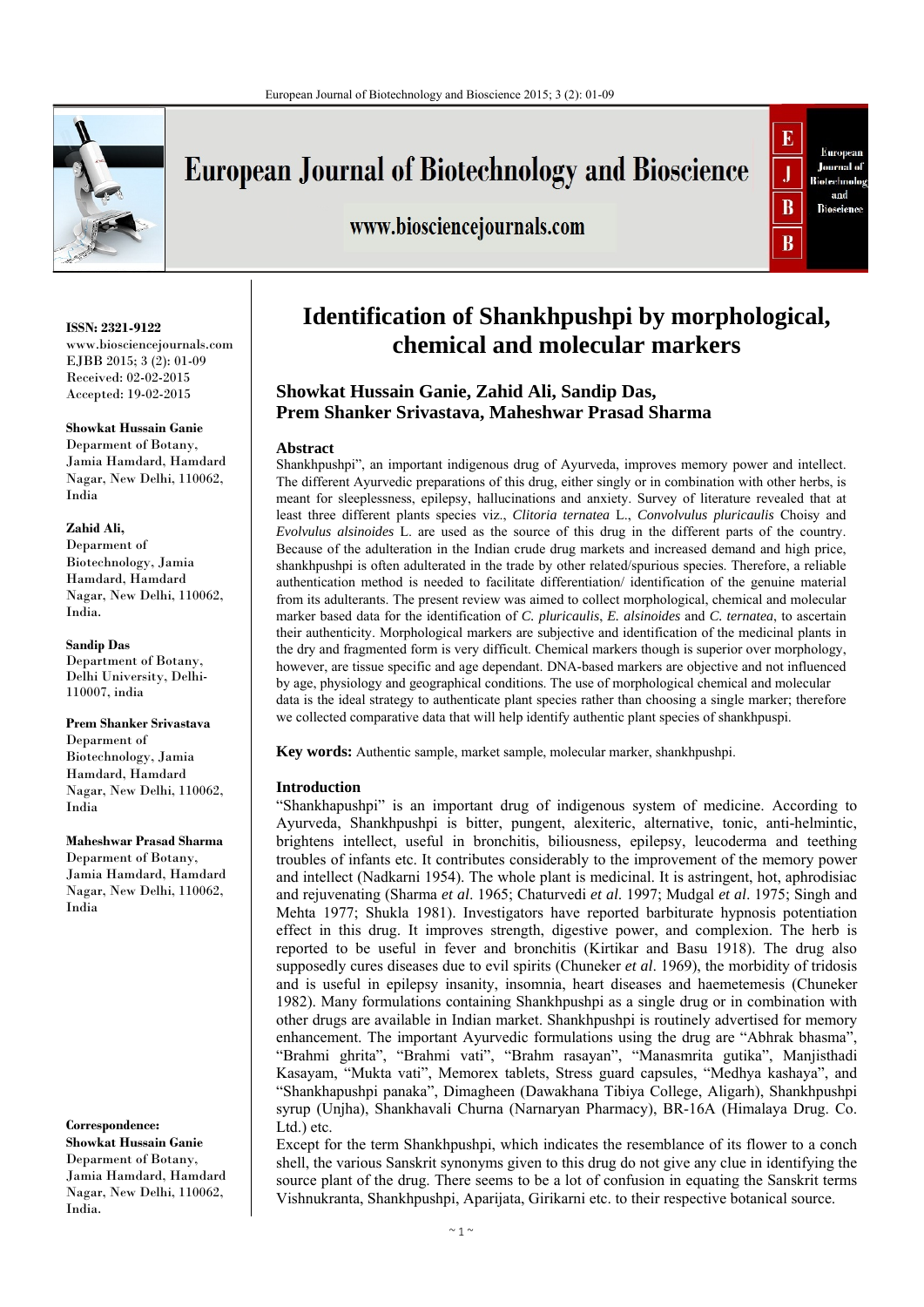# Identification of Shankhpushpi by morphological, chemical and molecular markers

**Showkat Hussain Ganie, Zahid Ali, Sandip Das, Prem Shanker Srivastava, Maheshwar Prasad Sharma**

**ISSN: 2321-9122**
www.biosciencejournals.com
EJBB 2015; 3 (2): 01-09
Received: 02-02-2015
Accepted: 19-02-2015

**Showkat Hussain Ganie**
Deparment of Botany, Jamia Hamdard, Hamdard Nagar, New Delhi, 110062, India

**Zahid Ali,**
Deparment of Biotechnology, Jamia Hamdard, Hamdard Nagar, New Delhi, 110062, India.

**Sandip Das**
Department of Botany, Delhi University, Delhi-110007, india

**Prem Shanker Srivastava**
Deparment of Biotechnology, Jamia Hamdard, Hamdard Nagar, New Delhi, 110062, India

**Maheshwar Prasad Sharma**
Deparment of Botany, Jamia Hamdard, Hamdard Nagar, New Delhi, 110062, India

**Correspondence:**
**Showkat Hussain Ganie**
Deparment of Botany, Jamia Hamdard, Hamdard Nagar, New Delhi, 110062, India.

## Abstract

Shankhpushpi", an important indigenous drug of Ayurveda, improves memory power and intellect. The different Ayurvedic preparations of this drug, either singly or in combination with other herbs, is meant for sleeplessness, epilepsy, hallucinations and anxiety. Survey of literature revealed that at least three different plants species viz., *Clitoria ternatea* L., *Convolvulus pluricaulis* Choisy and *Evolvulus alsinoides* L. are used as the source of this drug in the different parts of the country. Because of the adulteration in the Indian crude drug markets and increased demand and high price, shankhpushpi is often adulterated in the trade by other related/spurious species. Therefore, a reliable authentication method is needed to facilitate differentiation/ identification of the genuine material from its adulterants. The present review was aimed to collect morphological, chemical and molecular marker based data for the identification of *C. pluricaulis*, *E. alsinoides* and *C. ternatea*, to ascertain their authenticity. Morphological markers are subjective and identification of the medicinal plants in the dry and fragmented form is very difficult. Chemical markers though is superior over morphology, however, are tissue specific and age dependant. DNA-based markers are objective and not influenced by age, physiology and geographical conditions. The use of morphological chemical and molecular data is the ideal strategy to authenticate plant species rather than choosing a single marker; therefore we collected comparative data that will help identify authentic plant species of shankhpuspi.

**Key words:** Authentic sample, market sample, molecular marker, shankhpushpi.

## Introduction

"Shankhapushpi" is an important drug of indigenous system of medicine. According to Ayurveda, Shankhpushpi is bitter, pungent, alexiteric, alternative, tonic, anti-helmintic, brightens intellect, useful in bronchitis, biliousness, epilepsy, leucoderma and teething troubles of infants etc. It contributes considerably to the improvement of the memory power and intellect (Nadkarni 1954). The whole plant is medicinal. It is astringent, hot, aphrodisiac and rejuvenating (Sharma *et al*. 1965; Chaturvedi *et al*. 1997; Mudgal *et al*. 1975; Singh and Mehta 1977; Shukla 1981). Investigators have reported barbiturate hypnosis potentiation effect in this drug. It improves strength, digestive power, and complexion. The herb is reported to be useful in fever and bronchitis (Kirtikar and Basu 1918). The drug also supposedly cures diseases due to evil spirits (Chuneker *et al*. 1969), the morbidity of tridosis and is useful in epilepsy insanity, insomnia, heart diseases and haemetemesis (Chuneker 1982). Many formulations containing Shankhpushpi as a single drug or in combination with other drugs are available in Indian market. Shankhpushpi is routinely advertised for memory enhancement. The important Ayurvedic formulations using the drug are "Abhrak bhasma", "Brahmi ghrita", "Brahmi vati", "Brahm rasayan", "Manasmrita gutika", Manjisthadi Kasayam, "Mukta vati", Memorex tablets, Stress guard capsules, "Medhya kashaya", and "Shankhapushpi panaka", Dimagheen (Dawakhana Tibiya College, Aligarh), Shankhpushpi syrup (Unjha), Shankhavali Churna (Narnaryan Pharmacy), BR-16A (Himalaya Drug. Co. Ltd.) etc.

Except for the term Shankhpushpi, which indicates the resemblance of its flower to a conch shell, the various Sanskrit synonyms given to this drug do not give any clue in identifying the source plant of the drug. There seems to be a lot of confusion in equating the Sanskrit terms Vishnukranta, Shankhpushpi, Aparijata, Girikarni etc. to their respective botanical source.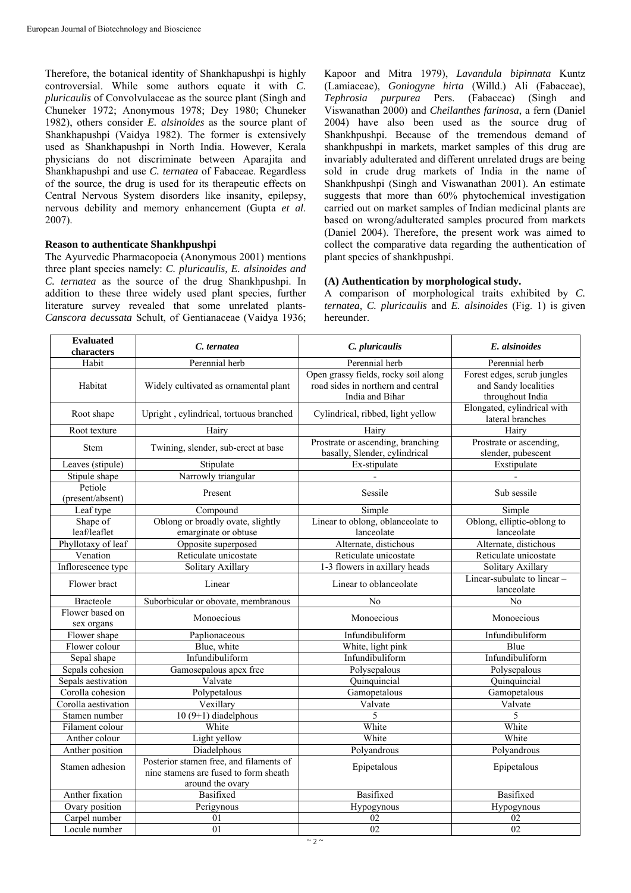Therefore, the botanical identity of Shankhapushpi is highly controversial. While some authors equate it with *C. pluricaulis* of Convolvulaceae as the source plant (Singh and Chuneker 1972; Anonymous 1978; Dey 1980; Chuneker 1982), others consider *E. alsinoides* as the source plant of Shankhapushpi (Vaidya 1982). The former is extensively used as Shankhapushpi in North India. However, Kerala physicians do not discriminate between Aparajita and Shankhapushpi and use *C. ternatea* of Fabaceae. Regardless of the source, the drug is used for its therapeutic effects on Central Nervous System disorders like insanity, epilepsy, nervous debility and memory enhancement (Gupta *et al*. 2007).

**Reason to authenticate Shankhpushpi**

The Ayurvedic Pharmacopoeia (Anonymous 2001) mentions three plant species namely: *C. pluricaulis, E. alsinoides and C. ternatea* as the source of the drug Shankhpushpi. In addition to these three widely used plant species, further literature survey revealed that some unrelated plants- *Canscora decussata* Schult, of Gentianaceae (Vaidya 1936; Kapoor and Mitra 1979), *Lavandula bipinnata* Kuntz (Lamiaceae), *Goniogyne hirta* (Willd.) Ali (Fabaceae), *Tephrosia purpurea* Pers. (Fabaceae) (Singh and Viswanathan 2000) and *Cheilanthes farinosa*, a fern (Daniel 2004) have also been used as the source drug of Shankhpushpi. Because of the tremendous demand of shankhpushpi in markets, market samples of this drug are invariably adulterated and different unrelated drugs are being sold in crude drug markets of India in the name of Shankhpushpi (Singh and Viswanathan 2001). An estimate suggests that more than 60% phytochemical investigation carried out on market samples of Indian medicinal plants are based on wrong/adulterated samples procured from markets (Daniel 2004). Therefore, the present work was aimed to collect the comparative data regarding the authentication of plant species of shankhpushpi.

**(A) Authentication by morphological study.**

A comparison of morphological traits exhibited by *C. ternatea, C. pluricaulis* and *E. alsinoides* (Fig. 1) is given hereunder.

| Evaluated characters | *C. ternatea* | *C. pluricaulis* | *E. alsinoides* |
|---|---|---|---|
| Habit | Perennial herb | Perennial herb | Perennial herb |
| Habitat | Widely cultivated as ornamental plant | Open grassy fields, rocky soil along road sides in northern and central India and Bihar | Forest edges, scrub jungles and Sandy localities throughout India |
| Root shape | Upright , cylindrical, tortuous branched | Cylindrical, ribbed, light yellow | Elongated, cylindrical with lateral branches |
| Root texture | Hairy | Hairy | Hairy |
| Stem | Twining, slender, sub-erect at base | Prostrate or ascending, branching basally, Slender, cylindrical | Prostrate or ascending, slender, pubescent |
| Leaves (stipule) | Stipulate | Ex-stipulate | Exstipulate |
| Stipule shape | Narrowly triangular | - | - |
| Petiole (present/absent) | Present | Sessile | Sub sessile |
| Leaf type | Compound | Simple | Simple |
| Shape of leaf/leaflet | Oblong or broadly ovate, slightly emarginate or obtuse | Linear to oblong, oblanceolate to lanceolate | Oblong, elliptic-oblong to lanceolate |
| Phyllotaxy of leaf | Opposite superposed | Alternate, distichous | Alternate, distichous |
| Venation | Reticulate unicostate | Reticulate unicostate | Reticulate unicostate |
| Inflorescence type | Solitary Axillary | 1-3 flowers in axillary heads | Solitary Axillary |
| Flower bract | Linear | Linear to oblanceolate | Linear-subulate to linear – lanceolate |
| Bracteole | Suborbicular or obovate, membranous | No | No |
| Flower based on sex organs | Monoecious | Monoecious | Monoecious |
| Flower shape | Paplionaceous | Infundibuliform | Infundibuliform |
| Flower colour | Blue, white | White, light pink | Blue |
| Sepal shape | Infundibuliform | Infundibuliform | Infundibuliform |
| Sepals cohesion | Gamosepalous apex free | Polysepalous | Polysepalous |
| Sepals aestivation | Valvate | Quinquincial | Quinquincial |
| Corolla cohesion | Polypetalous | Gamopetalous | Gamopetalous |
| Corolla aestivation | Vexillary | Valvate | Valvate |
| Stamen number | 10 (9+1) diadelphous | 5 | 5 |
| Filament colour | White | White | White |
| Anther colour | Light yellow | White | White |
| Anther position | Diadelphous | Polyandrous | Polyandrous |
| Stamen adhesion | Posterior stamen free, and filaments of nine stamens are fused to form sheath around the ovary | Epipetalous | Epipetalous |
| Anther fixation | Basifixed | Basifixed | Basifixed |
| Ovary position | Perigynous | Hypogynous | Hypogynous |
| Carpel number | 01 | 02 | 02 |
| Locule number | 01 | 02 | 02 |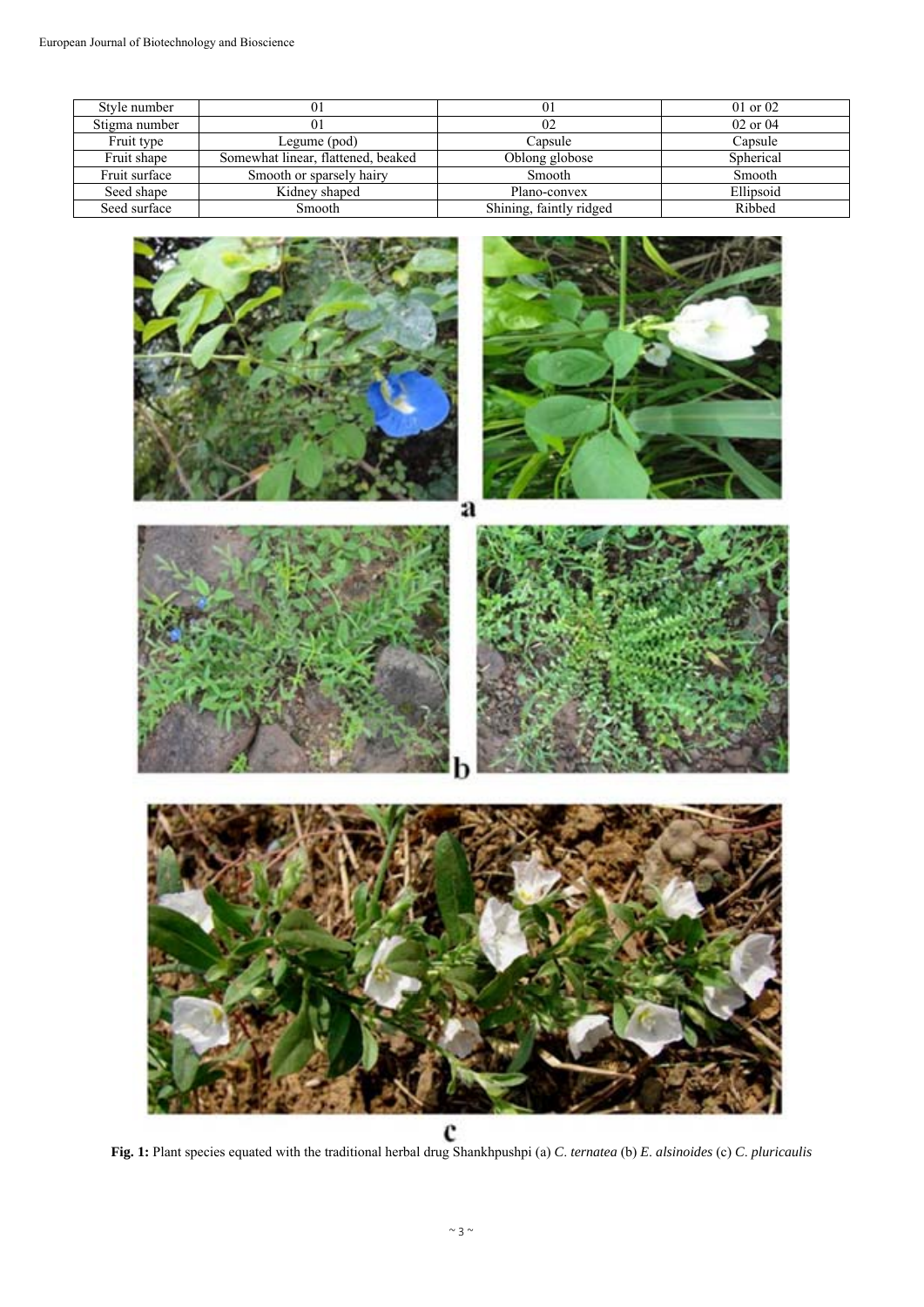| Style number | 01 | 01 | 01 or 02 |
|---|---|---|---|
| Stigma number | 01 | 02 | 02 or 04 |
| Fruit type | Legume (pod) | Capsule | Capsule |
| Fruit shape | Somewhat linear, flattened, beaked | Oblong globose | Spherical |
| Fruit surface | Smooth or sparsely hairy | Smooth | Smooth |
| Seed shape | Kidney shaped | Plano-convex | Ellipsoid |
| Seed surface | Smooth | Shining, faintly ridged | Ribbed |

**Fig. 1:** Plant species equated with the traditional herbal drug Shankhpushpi (a) *C. ternatea* (b) *E. alsinoides* (c) *C. pluricaulis*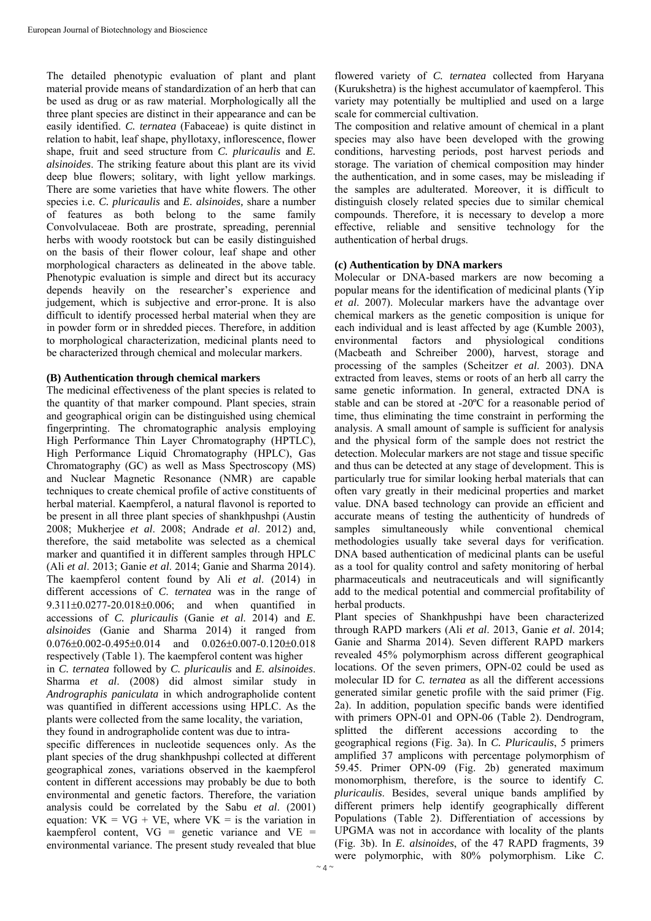The detailed phenotypic evaluation of plant and plant material provide means of standardization of an herb that can be used as drug or as raw material. Morphologically all the three plant species are distinct in their appearance and can be easily identified. *C. ternatea* (Fabaceae) is quite distinct in relation to habit, leaf shape, phyllotaxy, inflorescence, flower shape, fruit and seed structure from *C. pluricaulis* and *E. alsinoides*. The striking feature about this plant are its vivid deep blue flowers; solitary, with light yellow markings. There are some varieties that have white flowers. The other species i.e. *C. pluricaulis* and *E. alsinoides,* share a number of features as both belong to the same family Convolvulaceae. Both are prostrate, spreading, perennial herbs with woody rootstock but can be easily distinguished on the basis of their flower colour, leaf shape and other morphological characters as delineated in the above table. Phenotypic evaluation is simple and direct but its accuracy depends heavily on the researcher's experience and judgement, which is subjective and error-prone. It is also difficult to identify processed herbal material when they are in powder form or in shredded pieces. Therefore, in addition to morphological characterization, medicinal plants need to be characterized through chemical and molecular markers.

**(B) Authentication through chemical markers**

The medicinal effectiveness of the plant species is related to the quantity of that marker compound. Plant species, strain and geographical origin can be distinguished using chemical fingerprinting. The chromatographic analysis employing High Performance Thin Layer Chromatography (HPTLC), High Performance Liquid Chromatography (HPLC), Gas Chromatography (GC) as well as Mass Spectroscopy (MS) and Nuclear Magnetic Resonance (NMR) are capable techniques to create chemical profile of active constituents of herbal material. Kaempferol, a natural flavonol is reported to be present in all three plant species of shankhpushpi (Austin 2008; Mukherjee *et al*. 2008; Andrade *et al*. 2012) and, therefore, the said metabolite was selected as a chemical marker and quantified it in different samples through HPLC (Ali *et al*. 2013; Ganie *et al*. 2014; Ganie and Sharma 2014). The kaempferol content found by Ali *et al*. (2014) in different accessions of *C. ternatea* was in the range of 9.311±0.0277-20.018±0.006; and when quantified in accessions of *C. pluricaulis* (Ganie *et al*. 2014) and *E. alsinoides* (Ganie and Sharma 2014) it ranged from 0.076±0.002-0.495±0.014 and 0.026±0.007-0.120±0.018 respectively (Table 1). The kaempferol content was higher in *C. ternatea* followed by *C. pluricaulis* and *E. alsinoides*. Sharma *et al*. (2008) did almost similar study in *Andrographis paniculata* in which andrographolide content was quantified in different accessions using HPLC. As the plants were collected from the same locality, the variation, they found in andrographolide content was due to intra-specific differences in nucleotide sequences only. As the plant species of the drug shankhpushpi collected at different geographical zones, variations observed in the kaempferol content in different accessions may probably be due to both environmental and genetic factors. Therefore, the variation analysis could be correlated by the Sabu *et al*. (2001) equation: VK = VG + VE, where VK = is the variation in kaempferol content, VG = genetic variance and VE = environmental variance. The present study revealed that blue flowered variety of *C. ternatea* collected from Haryana (Kurukshetra) is the highest accumulator of kaempferol. This variety may potentially be multiplied and used on a large scale for commercial cultivation.

The composition and relative amount of chemical in a plant species may also have been developed with the growing conditions, harvesting periods, post harvest periods and storage. The variation of chemical composition may hinder the authentication, and in some cases, may be misleading if the samples are adulterated. Moreover, it is difficult to distinguish closely related species due to similar chemical compounds. Therefore, it is necessary to develop a more effective, reliable and sensitive technology for the authentication of herbal drugs.

**(c) Authentication by DNA markers**

Molecular or DNA-based markers are now becoming a popular means for the identification of medicinal plants (Yip *et al*. 2007). Molecular markers have the advantage over chemical markers as the genetic composition is unique for each individual and is least affected by age (Kumble 2003), environmental factors and physiological conditions (Macbeath and Schreiber 2000), harvest, storage and processing of the samples (Scheitzer *et al*. 2003). DNA extracted from leaves, stems or roots of an herb all carry the same genetic information. In general, extracted DNA is stable and can be stored at -20ºC for a reasonable period of time, thus eliminating the time constraint in performing the analysis. A small amount of sample is sufficient for analysis and the physical form of the sample does not restrict the detection. Molecular markers are not stage and tissue specific and thus can be detected at any stage of development. This is particularly true for similar looking herbal materials that can often vary greatly in their medicinal properties and market value. DNA based technology can provide an efficient and accurate means of testing the authenticity of hundreds of samples simultaneously while conventional chemical methodologies usually take several days for verification. DNA based authentication of medicinal plants can be useful as a tool for quality control and safety monitoring of herbal pharmaceuticals and neutraceuticals and will significantly add to the medical potential and commercial profitability of herbal products.

Plant species of Shankhpushpi have been characterized through RAPD markers (Ali *et al*. 2013, Ganie *et al*. 2014; Ganie and Sharma 2014). Seven different RAPD markers revealed 45% polymorphism across different geographical locations. Of the seven primers, OPN-02 could be used as molecular ID for *C. ternatea* as all the different accessions generated similar genetic profile with the said primer (Fig. 2a). In addition, population specific bands were identified with primers OPN-01 and OPN-06 (Table 2). Dendrogram, splitted the different accessions according to the geographical regions (Fig. 3a). In *C. Pluricaulis*, 5 primers amplified 37 amplicons with percentage polymorphism of 59.45. Primer OPN-09 (Fig. 2b) generated maximum monomorphism, therefore, is the source to identify *C. pluricaulis*. Besides, several unique bands amplified by different primers help identify geographically different Populations (Table 2). Differentiation of accessions by UPGMA was not in accordance with locality of the plants (Fig. 3b). In *E. alsinoides*, of the 47 RAPD fragments, 39 were polymorphic, with 80% polymorphism. Like *C.*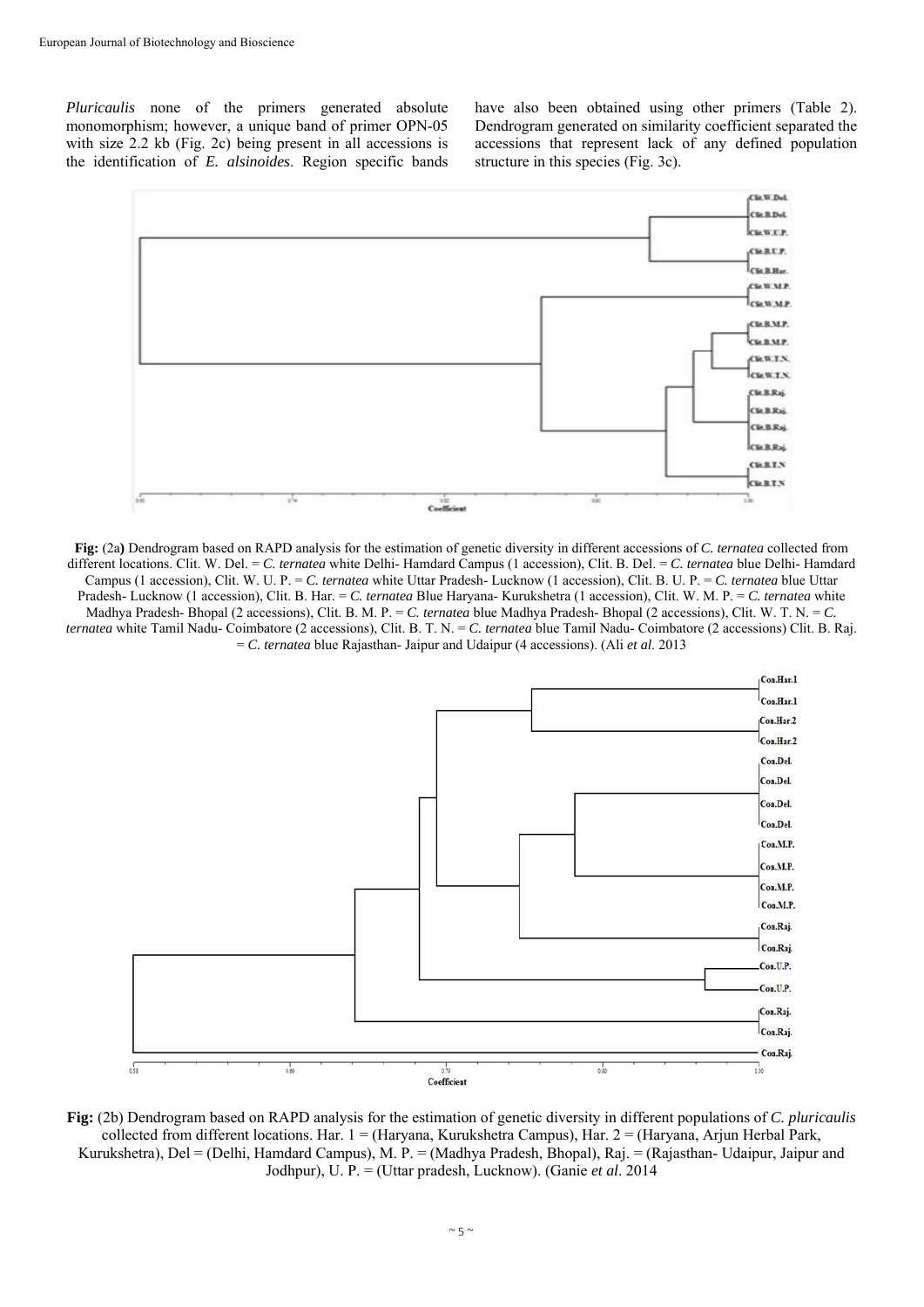*Pluricaulis* none of the primers generated absolute monomorphism; however, a unique band of primer OPN-05 with size 2.2 kb (Fig. 2c) being present in all accessions is the identification of *E. alsinoides*. Region specific bands have also been obtained using other primers (Table 2). Dendrogram generated on similarity coefficient separated the accessions that represent lack of any defined population structure in this species (Fig. 3c).

**Fig:** (2a**)** Dendrogram based on RAPD analysis for the estimation of genetic diversity in different accessions of *C. ternatea* collected from different locations. Clit. W. Del. = *C. ternatea* white Delhi- Hamdard Campus (1 accession), Clit. B. Del. = *C. ternatea* blue Delhi- Hamdard Campus (1 accession), Clit. W. U. P. = *C. ternatea* white Uttar Pradesh- Lucknow (1 accession), Clit. B. U. P. = *C. ternatea* blue Uttar Pradesh- Lucknow (1 accession), Clit. B. Har. = *C. ternatea* Blue Haryana- Kurukshetra (1 accession), Clit. W. M. P. = *C. ternatea* white Madhya Pradesh- Bhopal (2 accessions), Clit. B. M. P. = *C. ternatea* blue Madhya Pradesh- Bhopal (2 accessions), Clit. W. T. N. = *C. ternatea* white Tamil Nadu- Coimbatore (2 accessions), Clit. B. T. N. = *C. ternatea* blue Tamil Nadu- Coimbatore (2 accessions) Clit. B. Raj. = *C. ternatea* blue Rajasthan- Jaipur and Udaipur (4 accessions). (Ali *et al*. 2013

**Fig:** (2b) Dendrogram based on RAPD analysis for the estimation of genetic diversity in different populations of *C. pluricaulis* collected from different locations. Har. 1 = (Haryana, Kurukshetra Campus), Har. 2 = (Haryana, Arjun Herbal Park, Kurukshetra), Del = (Delhi, Hamdard Campus), M. P. = (Madhya Pradesh, Bhopal), Raj. = (Rajasthan- Udaipur, Jaipur and Jodhpur), U. P. = (Uttar pradesh, Lucknow). (Ganie *et al*. 2014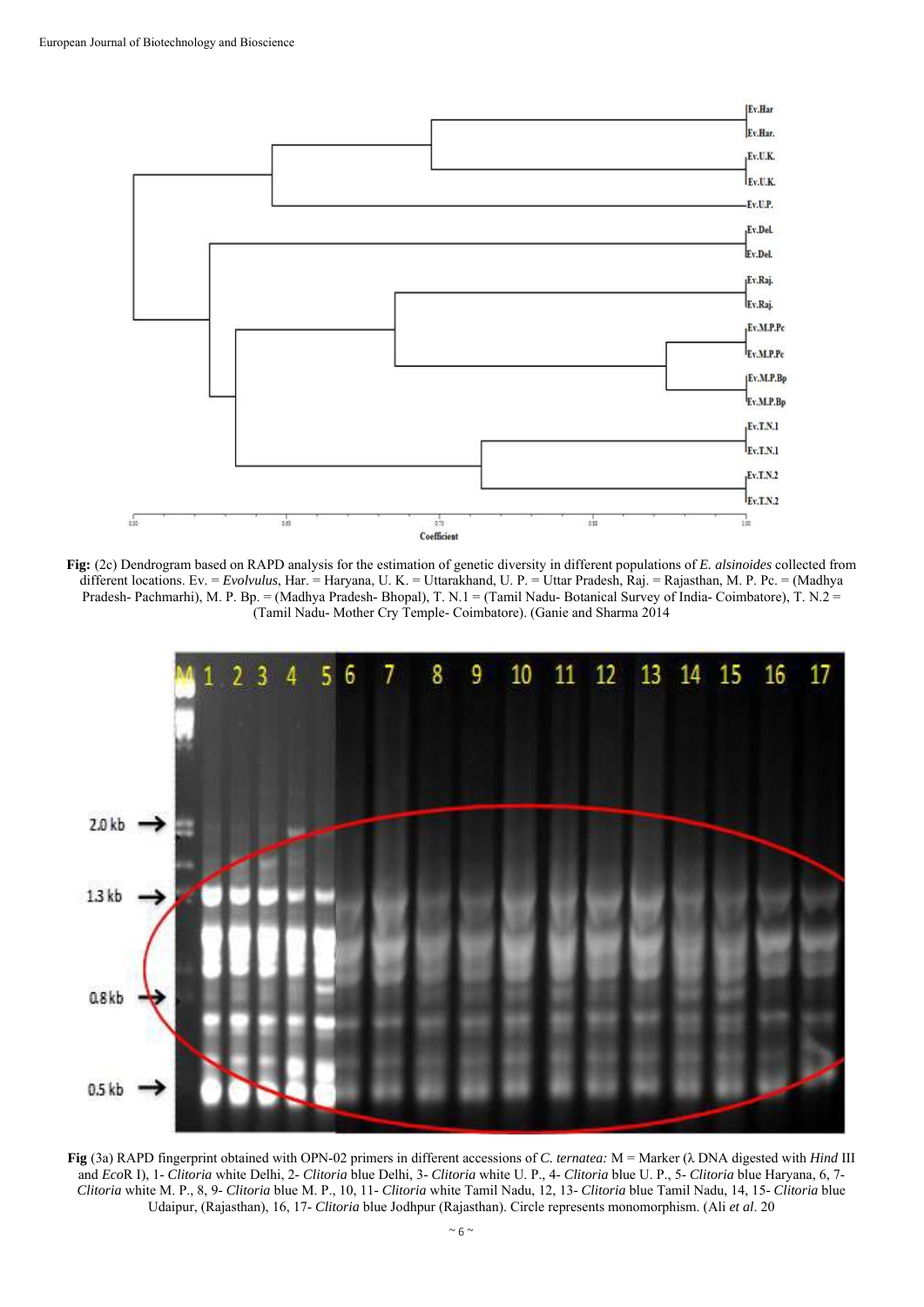**Fig:** (2c) Dendrogram based on RAPD analysis for the estimation of genetic diversity in different populations of *E. alsinoides* collected from different locations. Ev. = *Evolvulus*, Har. = Haryana, U. K. = Uttarakhand, U. P. = Uttar Pradesh, Raj. = Rajasthan, M. P. Pc. = (Madhya Pradesh- Pachmarhi), M. P. Bp. = (Madhya Pradesh- Bhopal), T. N.1 = (Tamil Nadu- Botanical Survey of India- Coimbatore), T. N.2 = (Tamil Nadu- Mother Cry Temple- Coimbatore). (Ganie and Sharma 2014

**Fig** (3a) RAPD fingerprint obtained with OPN-02 primers in different accessions of *C. ternatea:* M = Marker (λ DNA digested with *Hind* III and *Eco*R I), 1- *Clitoria* white Delhi, 2- *Clitoria* blue Delhi, 3- *Clitoria* white U. P., 4- *Clitoria* blue U. P., 5- *Clitoria* blue Haryana, 6, 7- *Clitoria* white M. P., 8, 9- *Clitoria* blue M. P., 10, 11- *Clitoria* white Tamil Nadu, 12, 13- *Clitoria* blue Tamil Nadu, 14, 15- *Clitoria* blue Udaipur, (Rajasthan), 16, 17- *Clitoria* blue Jodhpur (Rajasthan). Circle represents monomorphism. (Ali *et al*. 20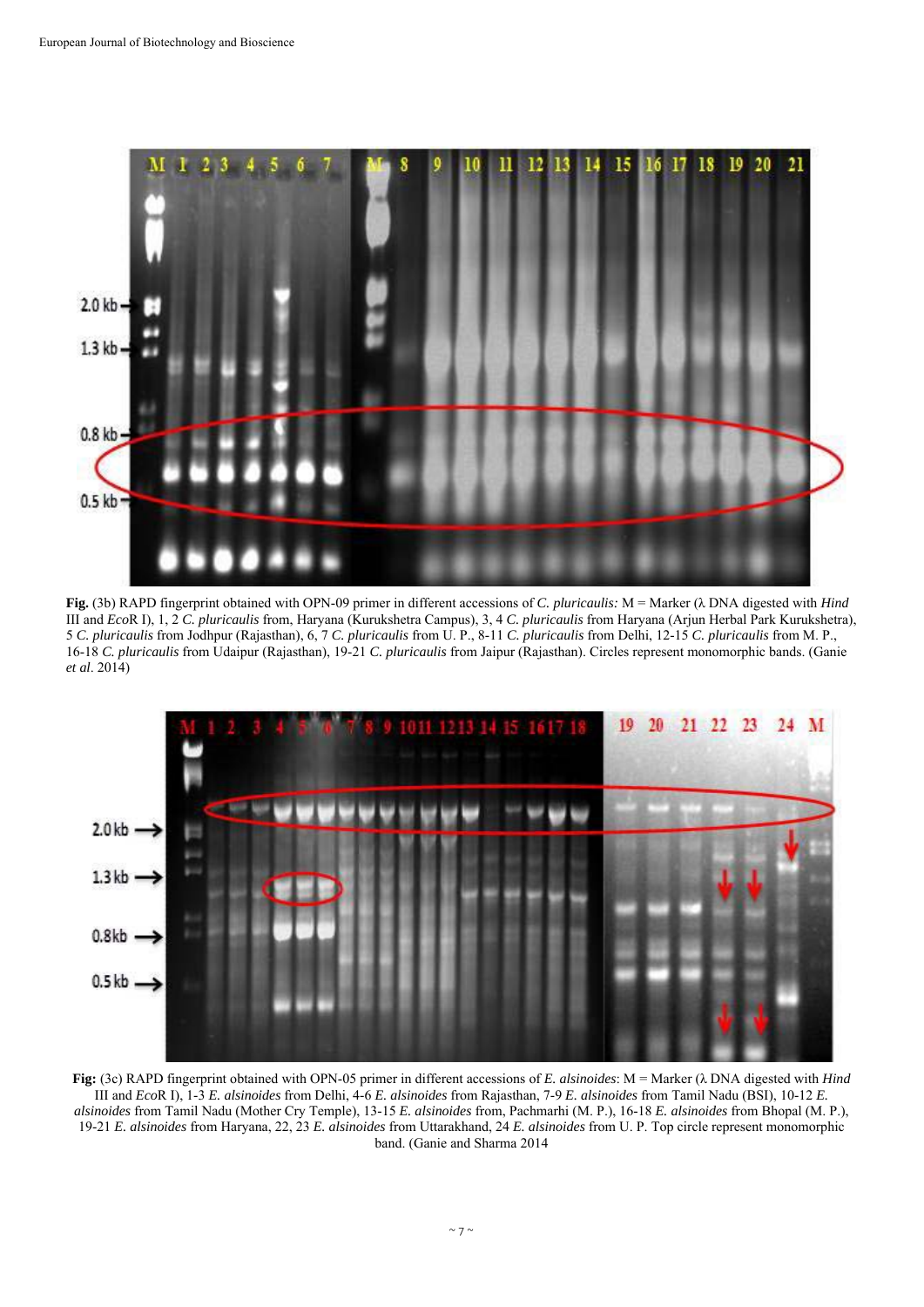**Fig.** (3b) RAPD fingerprint obtained with OPN-09 primer in different accessions of *C. pluricaulis:* M = Marker (λ DNA digested with *Hind* III and *Eco*R I), 1, 2 *C. pluricaulis* from, Haryana (Kurukshetra Campus), 3, 4 *C. pluricaulis* from Haryana (Arjun Herbal Park Kurukshetra), 5 *C. pluricaulis* from Jodhpur (Rajasthan), 6, 7 *C. pluricaulis* from U. P., 8-11 *C. pluricaulis* from Delhi, 12-15 *C. pluricaulis* from M. P., 16-18 *C. pluricaulis* from Udaipur (Rajasthan), 19-21 *C. pluricaulis* from Jaipur (Rajasthan). Circles represent monomorphic bands. (Ganie *et al*. 2014)

**Fig:** (3c) RAPD fingerprint obtained with OPN-05 primer in different accessions of *E. alsinoides*: M = Marker (λ DNA digested with *Hind* III and *Eco*R I), 1-3 *E. alsinoides* from Delhi, 4-6 *E. alsinoides* from Rajasthan, 7-9 *E. alsinoides* from Tamil Nadu (BSI), 10-12 *E. alsinoides* from Tamil Nadu (Mother Cry Temple), 13-15 *E. alsinoides* from, Pachmarhi (M. P.), 16-18 *E. alsinoides* from Bhopal (M. P.), 19-21 *E. alsinoides* from Haryana, 22, 23 *E. alsinoides* from Uttarakhand, 24 *E. alsinoides* from U. P. Top circle represent monomorphic band. (Ganie and Sharma 2014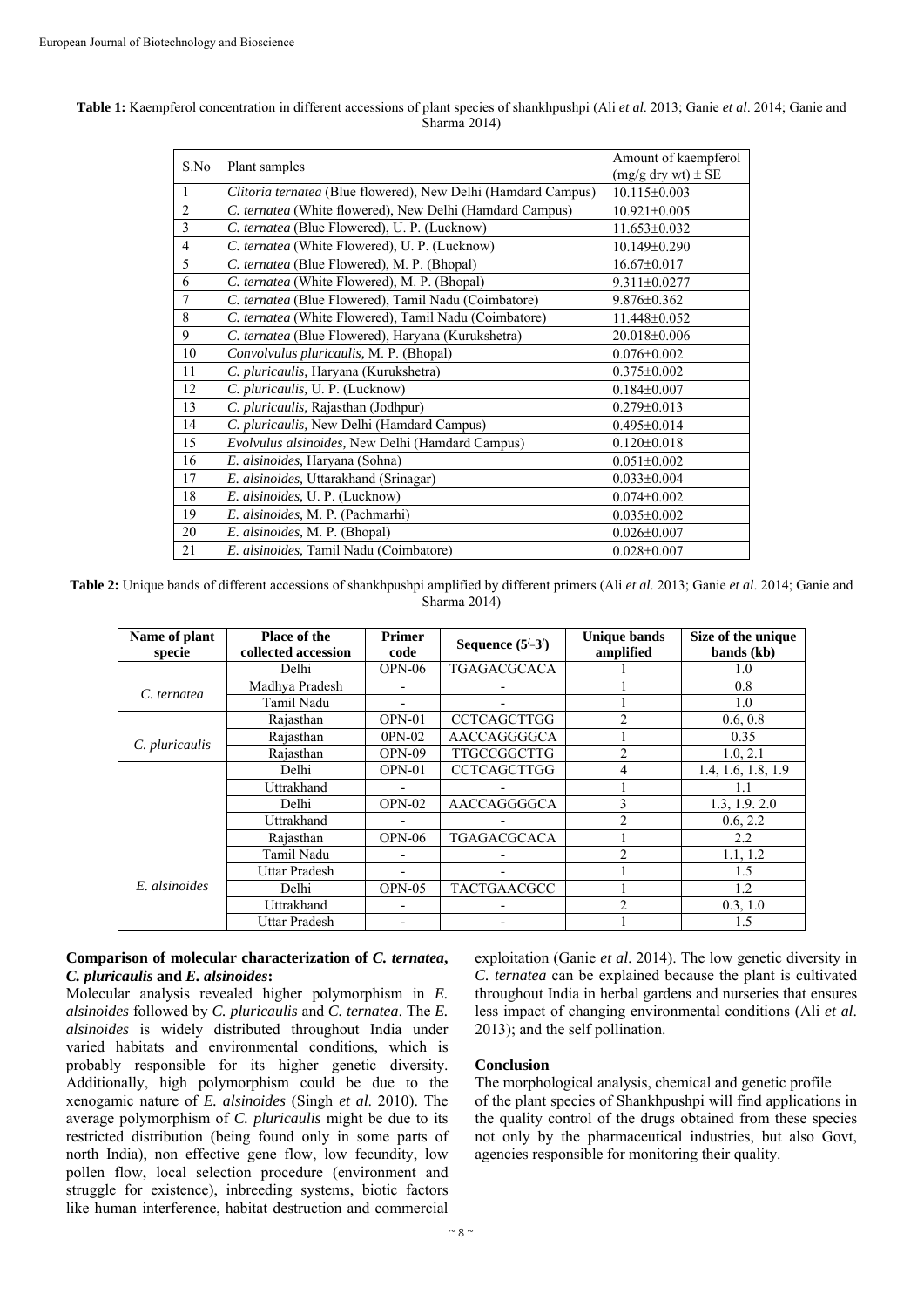**Table 1:** Kaempferol concentration in different accessions of plant species of shankhpushpi (Ali *et al*. 2013; Ganie *et al*. 2014; Ganie and Sharma 2014)

| S.No | Plant samples | Amount of kaempferol (mg/g dry wt) ± SE |
|---|---|---|
| 1 | *Clitoria ternatea* (Blue flowered), New Delhi (Hamdard Campus) | 10.115±0.003 |
| 2 | *C. ternatea* (White flowered), New Delhi (Hamdard Campus) | 10.921±0.005 |
| 3 | *C. ternatea* (Blue Flowered), U. P. (Lucknow) | 11.653±0.032 |
| 4 | *C. ternatea* (White Flowered), U. P. (Lucknow) | 10.149±0.290 |
| 5 | *C. ternatea* (Blue Flowered), M. P. (Bhopal) | 16.67±0.017 |
| 6 | *C. ternatea* (White Flowered), M. P. (Bhopal) | 9.311±0.0277 |
| 7 | *C. ternatea* (Blue Flowered), Tamil Nadu (Coimbatore) | 9.876±0.362 |
| 8 | *C. ternatea* (White Flowered), Tamil Nadu (Coimbatore) | 11.448±0.052 |
| 9 | *C. ternatea* (Blue Flowered), Haryana (Kurukshetra) | 20.018±0.006 |
| 10 | *Convolvulus pluricaulis*, M. P. (Bhopal) | 0.076±0.002 |
| 11 | *C. pluricaulis*, Haryana (Kurukshetra) | 0.375±0.002 |
| 12 | *C. pluricaulis*, U. P. (Lucknow) | 0.184±0.007 |
| 13 | *C. pluricaulis*, Rajasthan (Jodhpur) | 0.279±0.013 |
| 14 | *C. pluricaulis*, New Delhi (Hamdard Campus) | 0.495±0.014 |
| 15 | *Evolvulus alsinoides*, New Delhi (Hamdard Campus) | 0.120±0.018 |
| 16 | *E. alsinoides*, Haryana (Sohna) | 0.051±0.002 |
| 17 | *E. alsinoides*, Uttarakhand (Srinagar) | 0.033±0.004 |
| 18 | *E. alsinoides*, U. P. (Lucknow) | 0.074±0.002 |
| 19 | *E. alsinoides*, M. P. (Pachmarhi) | 0.035±0.002 |
| 20 | *E. alsinoides*, M. P. (Bhopal) | 0.026±0.007 |
| 21 | *E. alsinoides*, Tamil Nadu (Coimbatore) | 0.028±0.007 |

**Table 2:** Unique bands of different accessions of shankhpushpi amplified by different primers (Ali *et al*. 2013; Ganie *et al*. 2014; Ganie and Sharma 2014)

| Name of plant specie | Place of the collected accession | Primer code | Sequence (5′-3′) | Unique bands amplified | Size of the unique bands (kb) |
|---|---|---|---|---|---|
| *C. ternatea* | Delhi | OPN-06 | TGAGACGCACA | 1 | 1.0 |
| | Madhya Pradesh | - | - | 1 | 0.8 |
| | Tamil Nadu | - | - | 1 | 1.0 |
| *C. pluricaulis* | Rajasthan | OPN-01 | CCTCAGCTTGG | 2 | 0.6, 0.8 |
| | Rajasthan | 0PN-02 | AACCAGGGGCA | 1 | 0.35 |
| | Rajasthan | OPN-09 | TTGCCGGCTTG | 2 | 1.0, 2.1 |
| *E. alsinoides* | Delhi | OPN-01 | CCTCAGCTTGG | 4 | 1.4, 1.6, 1.8, 1.9 |
| | Uttrakhand | - | - | 1 | 1.1 |
| | Delhi | OPN-02 | AACCAGGGGCA | 3 | 1.3, 1.9. 2.0 |
| | Uttrakhand | - | - | 2 | 0.6, 2.2 |
| | Rajasthan | OPN-06 | TGAGACGCACA | 1 | 2.2 |
| | Tamil Nadu | - | - | 2 | 1.1, 1.2 |
| | Uttar Pradesh | - | - | 1 | 1.5 |
| | Delhi | OPN-05 | TACTGAACGCC | 1 | 1.2 |
| | Uttrakhand | - | - | 2 | 0.3, 1.0 |
| | Uttar Pradesh | - | - | 1 | 1.5 |

### Comparison of molecular characterization of *C. ternatea*, *C. pluricaulis* and *E. alsinoides*:

Molecular analysis revealed higher polymorphism in *E. alsinoides* followed by *C. pluricaulis* and *C. ternatea*. The *E. alsinoides* is widely distributed throughout India under varied habitats and environmental conditions, which is probably responsible for its higher genetic diversity. Additionally, high polymorphism could be due to the xenogamic nature of *E. alsinoides* (Singh *et al*. 2010). The average polymorphism of *C. pluricaulis* might be due to its restricted distribution (being found only in some parts of north India), non effective gene flow, low fecundity, low pollen flow, local selection procedure (environment and struggle for existence), inbreeding systems, biotic factors like human interference, habitat destruction and commercial exploitation (Ganie *et al*. 2014). The low genetic diversity in *C. ternatea* can be explained because the plant is cultivated throughout India in herbal gardens and nurseries that ensures less impact of changing environmental conditions (Ali *et al*. 2013); and the self pollination.

### Conclusion

The morphological analysis, chemical and genetic profile of the plant species of Shankhpushpi will find applications in the quality control of the drugs obtained from these species not only by the pharmaceutical industries, but also Govt, agencies responsible for monitoring their quality.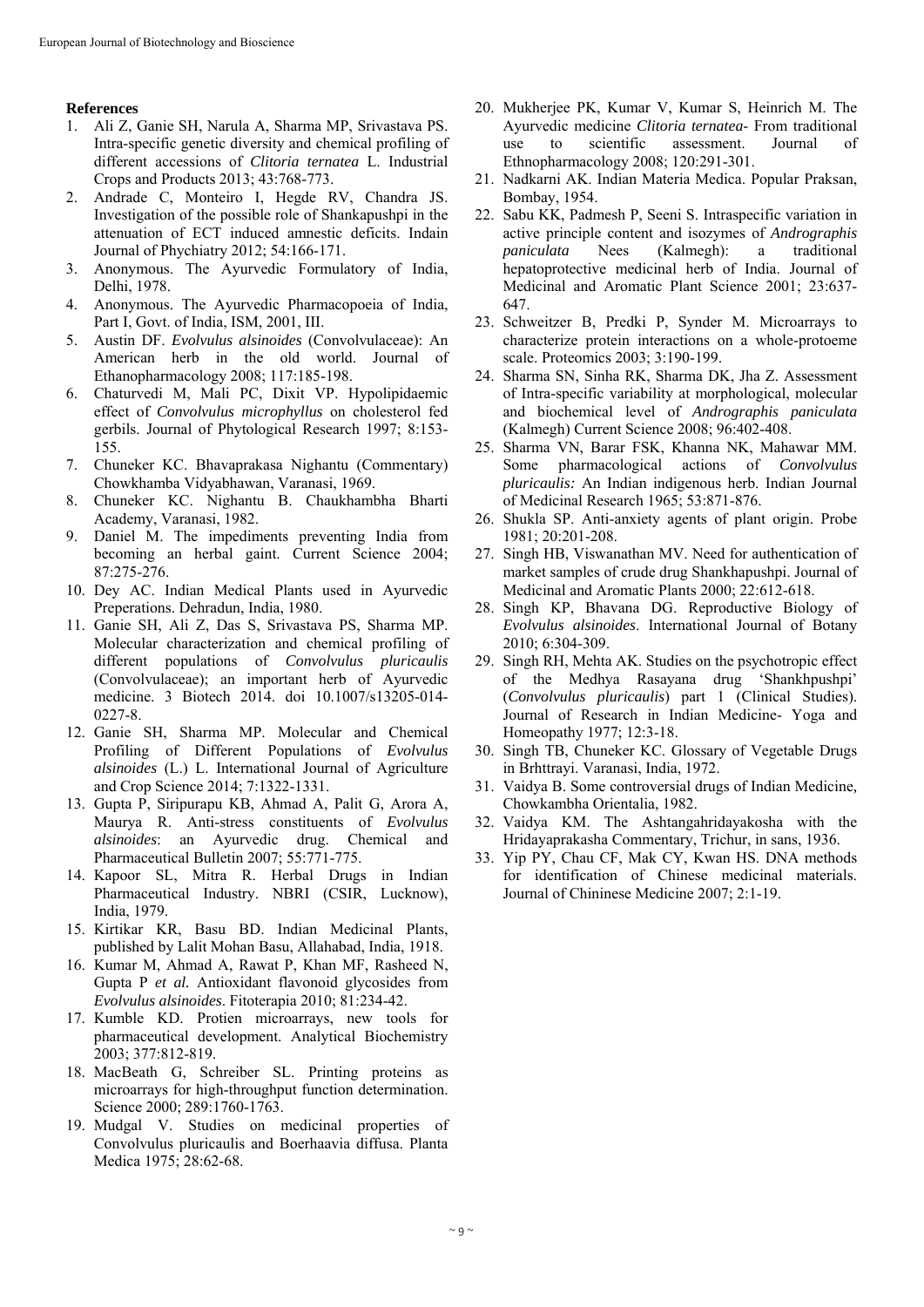**References**

1. Ali Z, Ganie SH, Narula A, Sharma MP, Srivastava PS. Intra-specific genetic diversity and chemical profiling of different accessions of *Clitoria ternatea* L. Industrial Crops and Products 2013; 43:768-773.
2. Andrade C, Monteiro I, Hegde RV, Chandra JS. Investigation of the possible role of Shankapushpi in the attenuation of ECT induced amnestic deficits. Indain Journal of Phychiatry 2012; 54:166-171.
3. Anonymous. The Ayurvedic Formulatory of India, Delhi, 1978.
4. Anonymous. The Ayurvedic Pharmacopoeia of India, Part I, Govt. of India, ISM, 2001, III.
5. Austin DF. *Evolvulus alsinoides* (Convolvulaceae): An American herb in the old world. Journal of Ethanopharmacology 2008; 117:185-198.
6. Chaturvedi M, Mali PC, Dixit VP. Hypolipidaemic effect of *Convolvulus microphyllus* on cholesterol fed gerbils. Journal of Phytological Research 1997; 8:153-155.
7. Chuneker KC. Bhavaprakasa Nighantu (Commentary) Chowkhamba Vidyabhawan, Varanasi, 1969.
8. Chuneker KC. Nighantu B. Chaukhambha Bharti Academy, Varanasi, 1982.
9. Daniel M. The impediments preventing India from becoming an herbal gaint. Current Science 2004; 87:275-276.
10. Dey AC. Indian Medical Plants used in Ayurvedic Preperations. Dehradun, India, 1980.
11. Ganie SH, Ali Z, Das S, Srivastava PS, Sharma MP. Molecular characterization and chemical profiling of different populations of *Convolvulus pluricaulis* (Convolvulaceae); an important herb of Ayurvedic medicine. 3 Biotech 2014. doi 10.1007/s13205-014-0227-8.
12. Ganie SH, Sharma MP. Molecular and Chemical Profiling of Different Populations of *Evolvulus alsinoides* (L.) L. International Journal of Agriculture and Crop Science 2014; 7:1322-1331.
13. Gupta P, Siripurapu KB, Ahmad A, Palit G, Arora A, Maurya R. Anti-stress constituents of *Evolvulus alsinoides*: an Ayurvedic drug. Chemical and Pharmaceutical Bulletin 2007; 55:771-775.
14. Kapoor SL, Mitra R. Herbal Drugs in Indian Pharmaceutical Industry. NBRI (CSIR, Lucknow), India, 1979.
15. Kirtikar KR, Basu BD. Indian Medicinal Plants, published by Lalit Mohan Basu, Allahabad, India, 1918.
16. Kumar M, Ahmad A, Rawat P, Khan MF, Rasheed N, Gupta P *et al.* Antioxidant flavonoid glycosides from *Evolvulus alsinoides*. Fitoterapia 2010; 81:234-42.
17. Kumble KD. Protien microarrays, new tools for pharmaceutical development. Analytical Biochemistry 2003; 377:812-819.
18. MacBeath G, Schreiber SL. Printing proteins as microarrays for high-throughput function determination. Science 2000; 289:1760-1763.
19. Mudgal V. Studies on medicinal properties of Convolvulus pluricaulis and Boerhaavia diffusa. Planta Medica 1975; 28:62-68.
20. Mukherjee PK, Kumar V, Kumar S, Heinrich M. The Ayurvedic medicine *Clitoria ternatea*- From traditional use to scientific assessment. Journal of Ethnopharmacology 2008; 120:291-301.
21. Nadkarni AK. Indian Materia Medica. Popular Praksan, Bombay, 1954.
22. Sabu KK, Padmesh P, Seeni S. Intraspecific variation in active principle content and isozymes of *Andrographis paniculata* Nees (Kalmegh): a traditional hepatoprotective medicinal herb of India. Journal of Medicinal and Aromatic Plant Science 2001; 23:637-647.
23. Schweitzer B, Predki P, Synder M. Microarrays to characterize protein interactions on a whole-protoeme scale. Proteomics 2003; 3:190-199.
24. Sharma SN, Sinha RK, Sharma DK, Jha Z. Assessment of Intra-specific variability at morphological, molecular and biochemical level of *Andrographis paniculata* (Kalmegh) Current Science 2008; 96:402-408.
25. Sharma VN, Barar FSK, Khanna NK, Mahawar MM. Some pharmacological actions of *Convolvulus pluricaulis:* An Indian indigenous herb. Indian Journal of Medicinal Research 1965; 53:871-876.
26. Shukla SP. Anti-anxiety agents of plant origin. Probe 1981; 20:201-208.
27. Singh HB, Viswanathan MV. Need for authentication of market samples of crude drug Shankhapushpi. Journal of Medicinal and Aromatic Plants 2000; 22:612-618.
28. Singh KP, Bhavana DG. Reproductive Biology of *Evolvulus alsinoides*. International Journal of Botany 2010; 6:304-309.
29. Singh RH, Mehta AK. Studies on the psychotropic effect of the Medhya Rasayana drug 'Shankhpushpi' (*Convolvulus pluricaulis*) part 1 (Clinical Studies). Journal of Research in Indian Medicine- Yoga and Homeopathy 1977; 12:3-18.
30. Singh TB, Chuneker KC. Glossary of Vegetable Drugs in Brhttrayi. Varanasi, India, 1972.
31. Vaidya B. Some controversial drugs of Indian Medicine, Chowkambha Orientalia, 1982.
32. Vaidya KM. The Ashtangahridayakosha with the Hridayaprakasha Commentary, Trichur, in sans, 1936.
33. Yip PY, Chau CF, Mak CY, Kwan HS. DNA methods for identification of Chinese medicinal materials. Journal of Chininese Medicine 2007; 2:1-19.